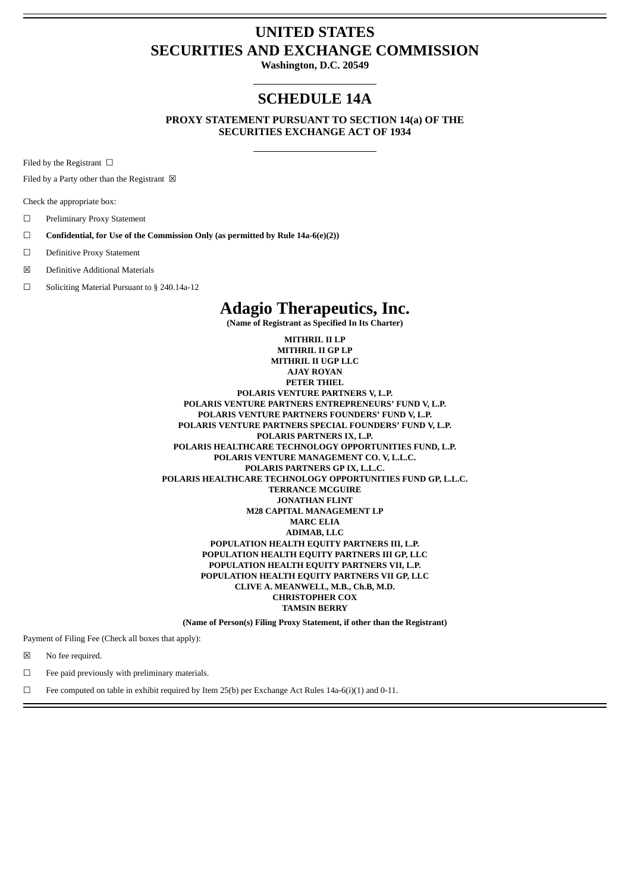# UNITED STATES
# SECURITIES AND EXCHANGE COMMISSION

**Washington, D.C. 20549**

## SCHEDULE 14A

**PROXY STATEMENT PURSUANT TO SECTION 14(a) OF THE SECURITIES EXCHANGE ACT OF 1934**

Filed by the Registrant ☐

Filed by a Party other than the Registrant ☒

Check the appropriate box:

☐ Preliminary Proxy Statement

☐ **Confidential, for Use of the Commission Only (as permitted by Rule 14a-6(e)(2))**

☐ Definitive Proxy Statement

☒ Definitive Additional Materials

☐ Soliciting Material Pursuant to § 240.14a-12

# Adagio Therapeutics, Inc.

**(Name of Registrant as Specified In Its Charter)**

**MITHRIL II LP**
**MITHRIL II GP LP**
**MITHRIL II UGP LLC**
**AJAY ROYAN**
**PETER THIEL**
**POLARIS VENTURE PARTNERS V, L.P.**
**POLARIS VENTURE PARTNERS ENTREPRENEURS' FUND V, L.P.**
**POLARIS VENTURE PARTNERS FOUNDERS' FUND V, L.P.**
**POLARIS VENTURE PARTNERS SPECIAL FOUNDERS' FUND V, L.P.**
**POLARIS PARTNERS IX, L.P.**
**POLARIS HEALTHCARE TECHNOLOGY OPPORTUNITIES FUND, L.P.**
**POLARIS VENTURE MANAGEMENT CO. V, L.L.C.**
**POLARIS PARTNERS GP IX, L.L.C.**
**POLARIS HEALTHCARE TECHNOLOGY OPPORTUNITIES FUND GP, L.L.C.**
**TERRANCE MCGUIRE**
**JONATHAN FLINT**
**M28 CAPITAL MANAGEMENT LP**
**MARC ELIA**
**ADIMAB, LLC**
**POPULATION HEALTH EQUITY PARTNERS III, L.P.**
**POPULATION HEALTH EQUITY PARTNERS III GP, LLC**
**POPULATION HEALTH EQUITY PARTNERS VII, L.P.**
**POPULATION HEALTH EQUITY PARTNERS VII GP, LLC**
**CLIVE A. MEANWELL, M.B., Ch.B, M.D.**
**CHRISTOPHER COX**
**TAMSIN BERRY**

**(Name of Person(s) Filing Proxy Statement, if other than the Registrant)**

Payment of Filing Fee (Check all boxes that apply):

☒ No fee required.

☐ Fee paid previously with preliminary materials.

☐ Fee computed on table in exhibit required by Item 25(b) per Exchange Act Rules 14a-6(i)(1) and 0-11.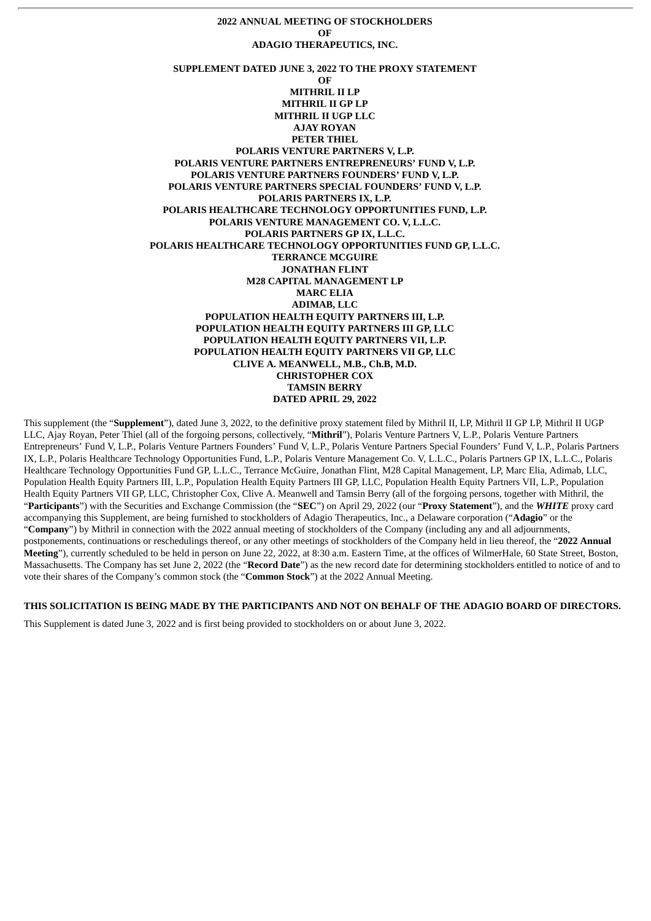**2022 ANNUAL MEETING OF STOCKHOLDERS**
**OF**
**ADAGIO THERAPEUTICS, INC.**

**SUPPLEMENT DATED JUNE 3, 2022 TO THE PROXY STATEMENT**
**OF**
**MITHRIL II LP**
**MITHRIL II GP LP**
**MITHRIL II UGP LLC**
**AJAY ROYAN**
**PETER THIEL**
**POLARIS VENTURE PARTNERS V, L.P.**
**POLARIS VENTURE PARTNERS ENTREPRENEURS' FUND V, L.P.**
**POLARIS VENTURE PARTNERS FOUNDERS' FUND V, L.P.**
**POLARIS VENTURE PARTNERS SPECIAL FOUNDERS' FUND V, L.P.**
**POLARIS PARTNERS IX, L.P.**
**POLARIS HEALTHCARE TECHNOLOGY OPPORTUNITIES FUND, L.P.**
**POLARIS VENTURE MANAGEMENT CO. V, L.L.C.**
**POLARIS PARTNERS GP IX, L.L.C.**
**POLARIS HEALTHCARE TECHNOLOGY OPPORTUNITIES FUND GP, L.L.C.**
**TERRANCE MCGUIRE**
**JONATHAN FLINT**
**M28 CAPITAL MANAGEMENT LP**
**MARC ELIA**
**ADIMAB, LLC**
**POPULATION HEALTH EQUITY PARTNERS III, L.P.**
**POPULATION HEALTH EQUITY PARTNERS III GP, LLC**
**POPULATION HEALTH EQUITY PARTNERS VII, L.P.**
**POPULATION HEALTH EQUITY PARTNERS VII GP, LLC**
**CLIVE A. MEANWELL, M.B., Ch.B, M.D.**
**CHRISTOPHER COX**
**TAMSIN BERRY**
**DATED APRIL 29, 2022**

This supplement (the "**Supplement**"), dated June 3, 2022, to the definitive proxy statement filed by Mithril II, LP, Mithril II GP LP, Mithril II UGP LLC, Ajay Royan, Peter Thiel (all of the forgoing persons, collectively, "**Mithril**"), Polaris Venture Partners V, L.P., Polaris Venture Partners Entrepreneurs' Fund V, L.P., Polaris Venture Partners Founders' Fund V, L.P., Polaris Venture Partners Special Founders' Fund V, L.P., Polaris Partners IX, L.P., Polaris Healthcare Technology Opportunities Fund, L.P., Polaris Venture Management Co. V, L.L.C., Polaris Partners GP IX, L.L.C., Polaris Healthcare Technology Opportunities Fund GP, L.L.C., Terrance McGuire, Jonathan Flint, M28 Capital Management, LP, Marc Elia, Adimab, LLC, Population Health Equity Partners III, L.P., Population Health Equity Partners III GP, LLC, Population Health Equity Partners VII, L.P., Population Health Equity Partners VII GP, LLC, Christopher Cox, Clive A. Meanwell and Tamsin Berry (all of the forgoing persons, together with Mithril, the "**Participants**") with the Securities and Exchange Commission (the "**SEC**") on April 29, 2022 (our "**Proxy Statement**"), and the ***WHITE*** proxy card accompanying this Supplement, are being furnished to stockholders of Adagio Therapeutics, Inc., a Delaware corporation ("**Adagio**" or the "**Company**") by Mithril in connection with the 2022 annual meeting of stockholders of the Company (including any and all adjournments, postponements, continuations or reschedulings thereof, or any other meetings of stockholders of the Company held in lieu thereof, the "**2022 Annual Meeting**"), currently scheduled to be held in person on June 22, 2022, at 8:30 a.m. Eastern Time, at the offices of WilmerHale, 60 State Street, Boston, Massachusetts. The Company has set June 2, 2022 (the "**Record Date**") as the new record date for determining stockholders entitled to notice of and to vote their shares of the Company's common stock (the "**Common Stock**") at the 2022 Annual Meeting.

**THIS SOLICITATION IS BEING MADE BY THE PARTICIPANTS AND NOT ON BEHALF OF THE ADAGIO BOARD OF DIRECTORS.**

This Supplement is dated June 3, 2022 and is first being provided to stockholders on or about June 3, 2022.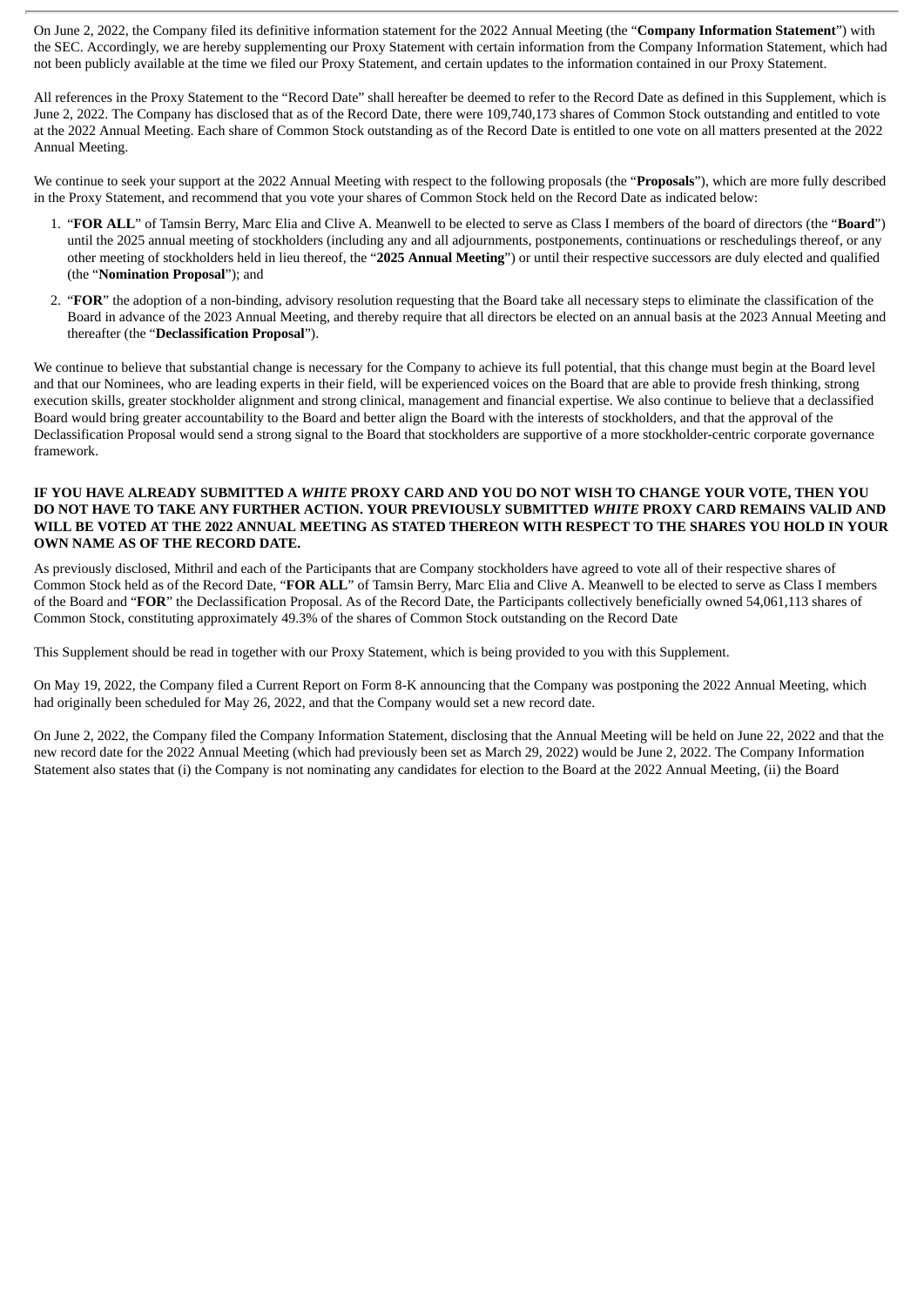On June 2, 2022, the Company filed its definitive information statement for the 2022 Annual Meeting (the "**Company Information Statement**") with the SEC. Accordingly, we are hereby supplementing our Proxy Statement with certain information from the Company Information Statement, which had not been publicly available at the time we filed our Proxy Statement, and certain updates to the information contained in our Proxy Statement.

All references in the Proxy Statement to the "Record Date" shall hereafter be deemed to refer to the Record Date as defined in this Supplement, which is June 2, 2022. The Company has disclosed that as of the Record Date, there were 109,740,173 shares of Common Stock outstanding and entitled to vote at the 2022 Annual Meeting. Each share of Common Stock outstanding as of the Record Date is entitled to one vote on all matters presented at the 2022 Annual Meeting.

We continue to seek your support at the 2022 Annual Meeting with respect to the following proposals (the "**Proposals**"), which are more fully described in the Proxy Statement, and recommend that you vote your shares of Common Stock held on the Record Date as indicated below:

1. "**FOR ALL**" of Tamsin Berry, Marc Elia and Clive A. Meanwell to be elected to serve as Class I members of the board of directors (the "**Board**") until the 2025 annual meeting of stockholders (including any and all adjournments, postponements, continuations or reschedulings thereof, or any other meeting of stockholders held in lieu thereof, the "**2025 Annual Meeting**") or until their respective successors are duly elected and qualified (the "**Nomination Proposal**"); and
2. "**FOR**" the adoption of a non-binding, advisory resolution requesting that the Board take all necessary steps to eliminate the classification of the Board in advance of the 2023 Annual Meeting, and thereby require that all directors be elected on an annual basis at the 2023 Annual Meeting and thereafter (the "**Declassification Proposal**").

We continue to believe that substantial change is necessary for the Company to achieve its full potential, that this change must begin at the Board level and that our Nominees, who are leading experts in their field, will be experienced voices on the Board that are able to provide fresh thinking, strong execution skills, greater stockholder alignment and strong clinical, management and financial expertise. We also continue to believe that a declassified Board would bring greater accountability to the Board and better align the Board with the interests of stockholders, and that the approval of the Declassification Proposal would send a strong signal to the Board that stockholders are supportive of a more stockholder-centric corporate governance framework.

**IF YOU HAVE ALREADY SUBMITTED A *WHITE* PROXY CARD AND YOU DO NOT WISH TO CHANGE YOUR VOTE, THEN YOU DO NOT HAVE TO TAKE ANY FURTHER ACTION. YOUR PREVIOUSLY SUBMITTED *WHITE* PROXY CARD REMAINS VALID AND WILL BE VOTED AT THE 2022 ANNUAL MEETING AS STATED THEREON WITH RESPECT TO THE SHARES YOU HOLD IN YOUR OWN NAME AS OF THE RECORD DATE.**

As previously disclosed, Mithril and each of the Participants that are Company stockholders have agreed to vote all of their respective shares of Common Stock held as of the Record Date, "**FOR ALL**" of Tamsin Berry, Marc Elia and Clive A. Meanwell to be elected to serve as Class I members of the Board and "**FOR**" the Declassification Proposal. As of the Record Date, the Participants collectively beneficially owned 54,061,113 shares of Common Stock, constituting approximately 49.3% of the shares of Common Stock outstanding on the Record Date

This Supplement should be read in together with our Proxy Statement, which is being provided to you with this Supplement.

On May 19, 2022, the Company filed a Current Report on Form 8-K announcing that the Company was postponing the 2022 Annual Meeting, which had originally been scheduled for May 26, 2022, and that the Company would set a new record date.

On June 2, 2022, the Company filed the Company Information Statement, disclosing that the Annual Meeting will be held on June 22, 2022 and that the new record date for the 2022 Annual Meeting (which had previously been set as March 29, 2022) would be June 2, 2022. The Company Information Statement also states that (i) the Company is not nominating any candidates for election to the Board at the 2022 Annual Meeting, (ii) the Board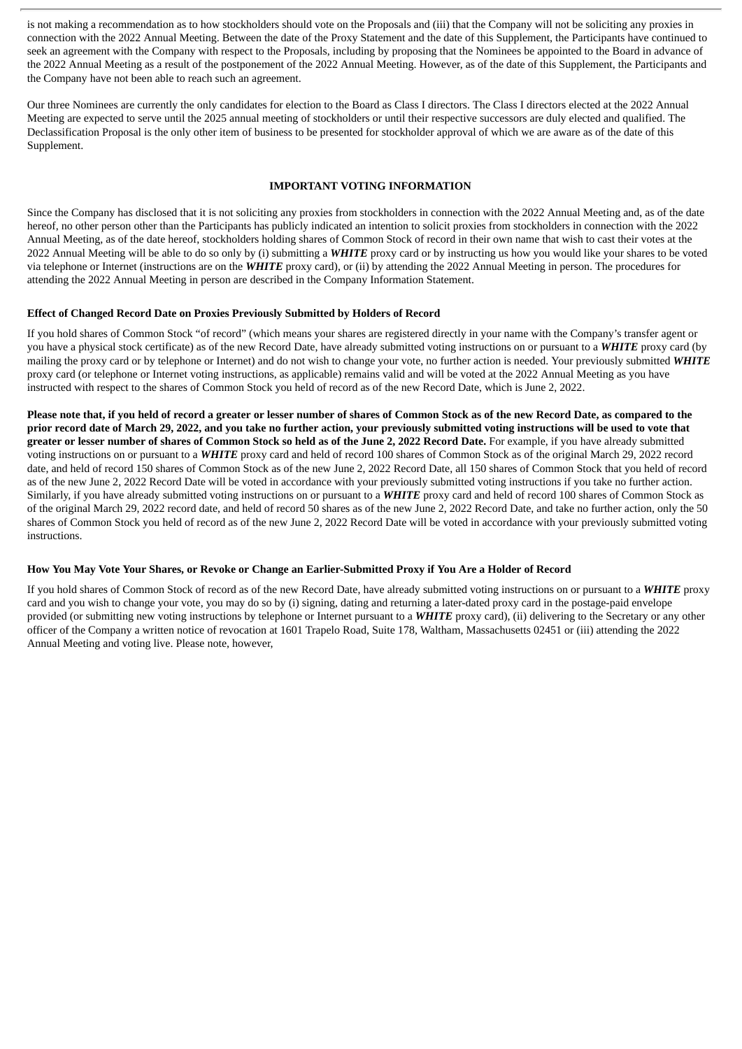is not making a recommendation as to how stockholders should vote on the Proposals and (iii) that the Company will not be soliciting any proxies in connection with the 2022 Annual Meeting. Between the date of the Proxy Statement and the date of this Supplement, the Participants have continued to seek an agreement with the Company with respect to the Proposals, including by proposing that the Nominees be appointed to the Board in advance of the 2022 Annual Meeting as a result of the postponement of the 2022 Annual Meeting. However, as of the date of this Supplement, the Participants and the Company have not been able to reach such an agreement.

Our three Nominees are currently the only candidates for election to the Board as Class I directors. The Class I directors elected at the 2022 Annual Meeting are expected to serve until the 2025 annual meeting of stockholders or until their respective successors are duly elected and qualified. The Declassification Proposal is the only other item of business to be presented for stockholder approval of which we are aware as of the date of this Supplement.

## IMPORTANT VOTING INFORMATION

Since the Company has disclosed that it is not soliciting any proxies from stockholders in connection with the 2022 Annual Meeting and, as of the date hereof, no other person other than the Participants has publicly indicated an intention to solicit proxies from stockholders in connection with the 2022 Annual Meeting, as of the date hereof, stockholders holding shares of Common Stock of record in their own name that wish to cast their votes at the 2022 Annual Meeting will be able to do so only by (i) submitting a ***WHITE*** proxy card or by instructing us how you would like your shares to be voted via telephone or Internet (instructions are on the ***WHITE*** proxy card), or (ii) by attending the 2022 Annual Meeting in person. The procedures for attending the 2022 Annual Meeting in person are described in the Company Information Statement.

### Effect of Changed Record Date on Proxies Previously Submitted by Holders of Record

If you hold shares of Common Stock "of record" (which means your shares are registered directly in your name with the Company's transfer agent or you have a physical stock certificate) as of the new Record Date, have already submitted voting instructions on or pursuant to a ***WHITE*** proxy card (by mailing the proxy card or by telephone or Internet) and do not wish to change your vote, no further action is needed. Your previously submitted ***WHITE*** proxy card (or telephone or Internet voting instructions, as applicable) remains valid and will be voted at the 2022 Annual Meeting as you have instructed with respect to the shares of Common Stock you held of record as of the new Record Date, which is June 2, 2022.

**Please note that, if you held of record a greater or lesser number of shares of Common Stock as of the new Record Date, as compared to the prior record date of March 29, 2022, and you take no further action, your previously submitted voting instructions will be used to vote that greater or lesser number of shares of Common Stock so held as of the June 2, 2022 Record Date.** For example, if you have already submitted voting instructions on or pursuant to a ***WHITE*** proxy card and held of record 100 shares of Common Stock as of the original March 29, 2022 record date, and held of record 150 shares of Common Stock as of the new June 2, 2022 Record Date, all 150 shares of Common Stock that you held of record as of the new June 2, 2022 Record Date will be voted in accordance with your previously submitted voting instructions if you take no further action. Similarly, if you have already submitted voting instructions on or pursuant to a ***WHITE*** proxy card and held of record 100 shares of Common Stock as of the original March 29, 2022 record date, and held of record 50 shares as of the new June 2, 2022 Record Date, and take no further action, only the 50 shares of Common Stock you held of record as of the new June 2, 2022 Record Date will be voted in accordance with your previously submitted voting instructions.

### How You May Vote Your Shares, or Revoke or Change an Earlier-Submitted Proxy if You Are a Holder of Record

If you hold shares of Common Stock of record as of the new Record Date, have already submitted voting instructions on or pursuant to a ***WHITE*** proxy card and you wish to change your vote, you may do so by (i) signing, dating and returning a later-dated proxy card in the postage-paid envelope provided (or submitting new voting instructions by telephone or Internet pursuant to a ***WHITE*** proxy card), (ii) delivering to the Secretary or any other officer of the Company a written notice of revocation at 1601 Trapelo Road, Suite 178, Waltham, Massachusetts 02451 or (iii) attending the 2022 Annual Meeting and voting live. Please note, however,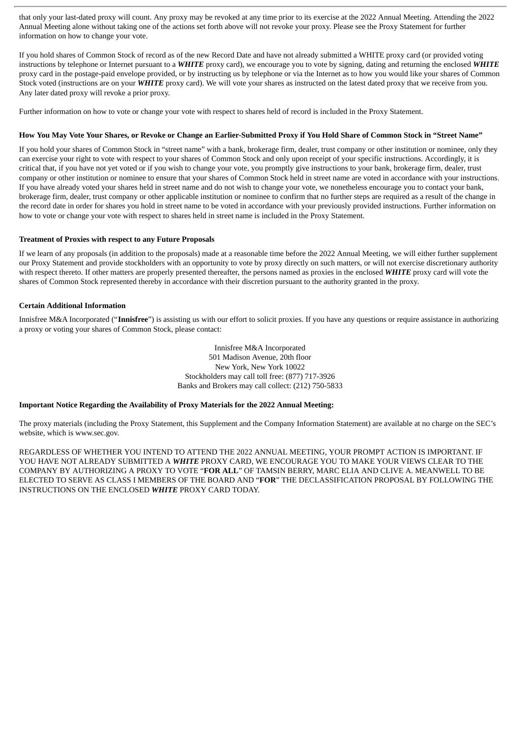that only your last-dated proxy will count. Any proxy may be revoked at any time prior to its exercise at the 2022 Annual Meeting. Attending the 2022 Annual Meeting alone without taking one of the actions set forth above will not revoke your proxy. Please see the Proxy Statement for further information on how to change your vote.

If you hold shares of Common Stock of record as of the new Record Date and have not already submitted a WHITE proxy card (or provided voting instructions by telephone or Internet pursuant to a ***WHITE*** proxy card), we encourage you to vote by signing, dating and returning the enclosed ***WHITE*** proxy card in the postage-paid envelope provided, or by instructing us by telephone or via the Internet as to how you would like your shares of Common Stock voted (instructions are on your ***WHITE*** proxy card). We will vote your shares as instructed on the latest dated proxy that we receive from you. Any later dated proxy will revoke a prior proxy.

Further information on how to vote or change your vote with respect to shares held of record is included in the Proxy Statement.

**How You May Vote Your Shares, or Revoke or Change an Earlier-Submitted Proxy if You Hold Share of Common Stock in "Street Name"**

If you hold your shares of Common Stock in "street name" with a bank, brokerage firm, dealer, trust company or other institution or nominee, only they can exercise your right to vote with respect to your shares of Common Stock and only upon receipt of your specific instructions. Accordingly, it is critical that, if you have not yet voted or if you wish to change your vote, you promptly give instructions to your bank, brokerage firm, dealer, trust company or other institution or nominee to ensure that your shares of Common Stock held in street name are voted in accordance with your instructions. If you have already voted your shares held in street name and do not wish to change your vote, we nonetheless encourage you to contact your bank, brokerage firm, dealer, trust company or other applicable institution or nominee to confirm that no further steps are required as a result of the change in the record date in order for shares you hold in street name to be voted in accordance with your previously provided instructions. Further information on how to vote or change your vote with respect to shares held in street name is included in the Proxy Statement.

**Treatment of Proxies with respect to any Future Proposals**

If we learn of any proposals (in addition to the proposals) made at a reasonable time before the 2022 Annual Meeting, we will either further supplement our Proxy Statement and provide stockholders with an opportunity to vote by proxy directly on such matters, or will not exercise discretionary authority with respect thereto. If other matters are properly presented thereafter, the persons named as proxies in the enclosed ***WHITE*** proxy card will vote the shares of Common Stock represented thereby in accordance with their discretion pursuant to the authority granted in the proxy.

**Certain Additional Information**

Innisfree M&A Incorporated ("**Innisfree**") is assisting us with our effort to solicit proxies. If you have any questions or require assistance in authorizing a proxy or voting your shares of Common Stock, please contact:

Innisfree M&A Incorporated
501 Madison Avenue, 20th floor
New York, New York 10022
Stockholders may call toll free: (877) 717-3926
Banks and Brokers may call collect: (212) 750-5833

**Important Notice Regarding the Availability of Proxy Materials for the 2022 Annual Meeting:**

The proxy materials (including the Proxy Statement, this Supplement and the Company Information Statement) are available at no charge on the SEC's website, which is www.sec.gov.

REGARDLESS OF WHETHER YOU INTEND TO ATTEND THE 2022 ANNUAL MEETING, YOUR PROMPT ACTION IS IMPORTANT. IF YOU HAVE NOT ALREADY SUBMITTED A ***WHITE*** PROXY CARD, WE ENCOURAGE YOU TO MAKE YOUR VIEWS CLEAR TO THE COMPANY BY AUTHORIZING A PROXY TO VOTE "**FOR ALL**" OF TAMSIN BERRY, MARC ELIA AND CLIVE A. MEANWELL TO BE ELECTED TO SERVE AS CLASS I MEMBERS OF THE BOARD AND "**FOR**" THE DECLASSIFICATION PROPOSAL BY FOLLOWING THE INSTRUCTIONS ON THE ENCLOSED ***WHITE*** PROXY CARD TODAY.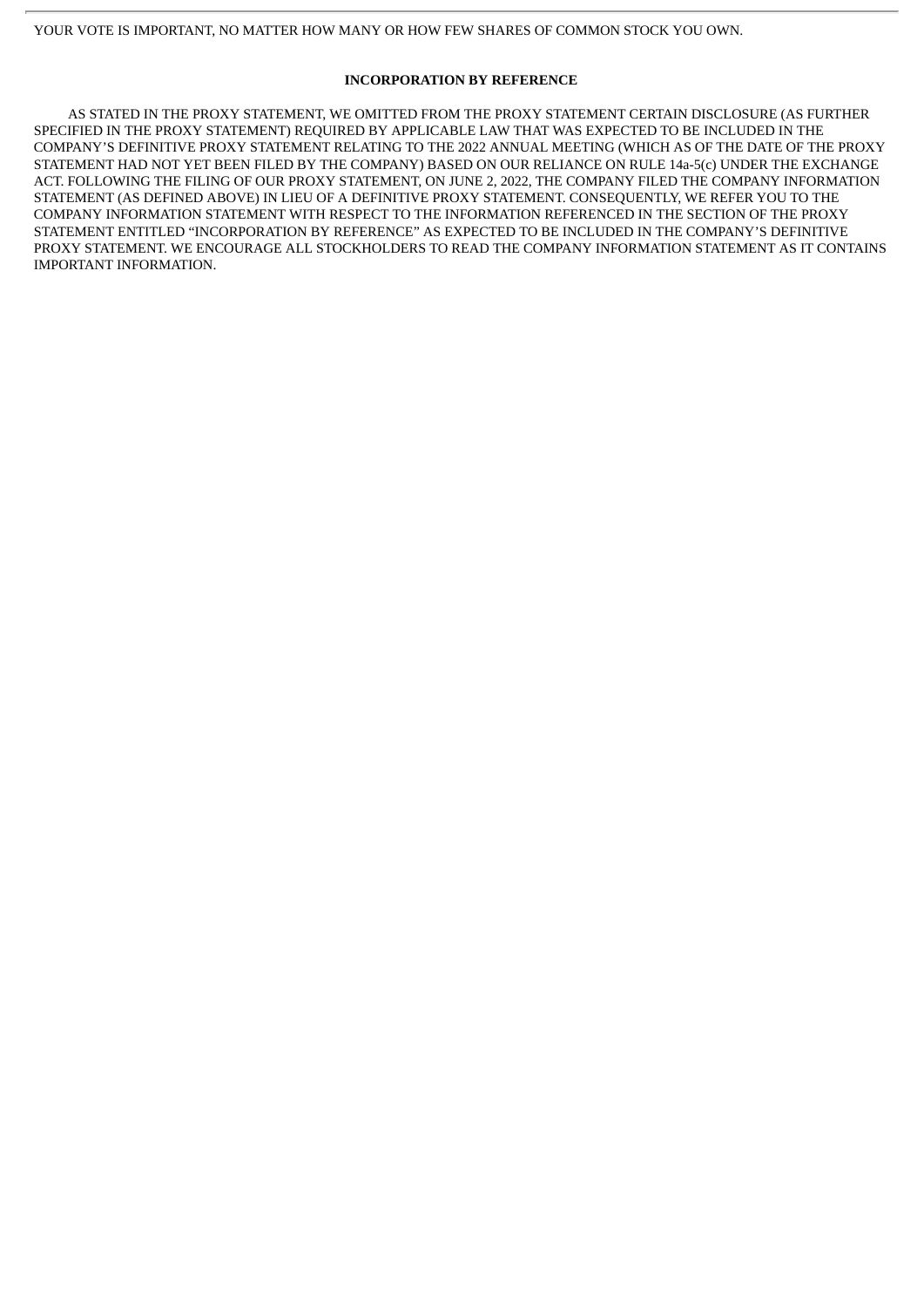YOUR VOTE IS IMPORTANT, NO MATTER HOW MANY OR HOW FEW SHARES OF COMMON STOCK YOU OWN.

**INCORPORATION BY REFERENCE**

AS STATED IN THE PROXY STATEMENT, WE OMITTED FROM THE PROXY STATEMENT CERTAIN DISCLOSURE (AS FURTHER SPECIFIED IN THE PROXY STATEMENT) REQUIRED BY APPLICABLE LAW THAT WAS EXPECTED TO BE INCLUDED IN THE COMPANY'S DEFINITIVE PROXY STATEMENT RELATING TO THE 2022 ANNUAL MEETING (WHICH AS OF THE DATE OF THE PROXY STATEMENT HAD NOT YET BEEN FILED BY THE COMPANY) BASED ON OUR RELIANCE ON RULE 14a-5(c) UNDER THE EXCHANGE ACT. FOLLOWING THE FILING OF OUR PROXY STATEMENT, ON JUNE 2, 2022, THE COMPANY FILED THE COMPANY INFORMATION STATEMENT (AS DEFINED ABOVE) IN LIEU OF A DEFINITIVE PROXY STATEMENT. CONSEQUENTLY, WE REFER YOU TO THE COMPANY INFORMATION STATEMENT WITH RESPECT TO THE INFORMATION REFERENCED IN THE SECTION OF THE PROXY STATEMENT ENTITLED "INCORPORATION BY REFERENCE" AS EXPECTED TO BE INCLUDED IN THE COMPANY'S DEFINITIVE PROXY STATEMENT. WE ENCOURAGE ALL STOCKHOLDERS TO READ THE COMPANY INFORMATION STATEMENT AS IT CONTAINS IMPORTANT INFORMATION.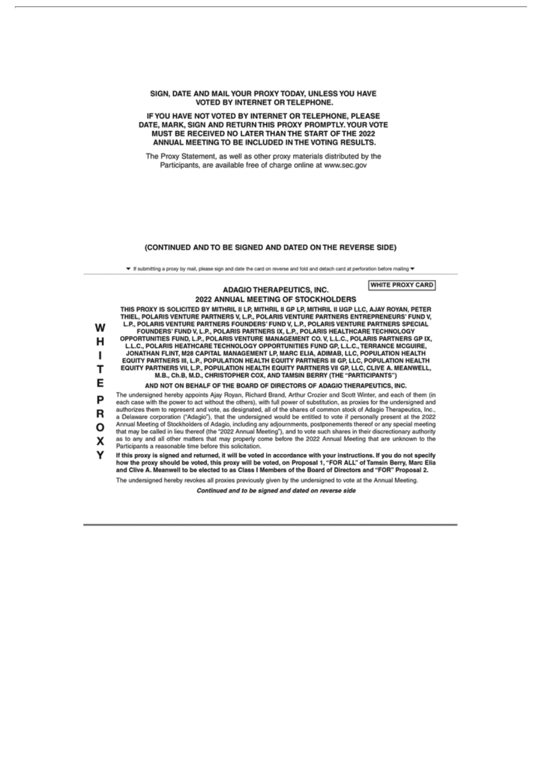**SIGN, DATE AND MAIL YOUR PROXY TODAY, UNLESS YOU HAVE VOTED BY INTERNET OR TELEPHONE.**

**IF YOU HAVE NOT VOTED BY INTERNET OR TELEPHONE, PLEASE DATE, MARK, SIGN AND RETURN THIS PROXY PROMPTLY. YOUR VOTE MUST BE RECEIVED NO LATER THAN THE START OF THE 2022 ANNUAL MEETING TO BE INCLUDED IN THE VOTING RESULTS.**

The Proxy Statement, as well as other proxy materials distributed by the Participants, are available free of charge online at www.sec.gov

**(CONTINUED AND TO BE SIGNED AND DATED ON THE REVERSE SIDE)**

▼ If submitting a proxy by mail, please sign and date the card on reverse and fold and detach card at perforation before mailing ▼

**WHITE PROXY CARD**

**ADAGIO THERAPEUTICS, INC.**
**2022 ANNUAL MEETING OF STOCKHOLDERS**

**W H I T E P R O X Y**

**THIS PROXY IS SOLICITED BY MITHRIL II LP, MITHRIL II GP LP, MITHRIL II UGP LLC, AJAY ROYAN, PETER THIEL, POLARIS VENTURE PARTNERS V, L.P., POLARIS VENTURE PARTNERS ENTREPRENEURS' FUND V, L.P., POLARIS VENTURE PARTNERS FOUNDERS' FUND V, L.P., POLARIS VENTURE PARTNERS SPECIAL FOUNDERS' FUND V, L.P., POLARIS PARTNERS IX, L.P., POLARIS HEALTHCARE TECHNOLOGY OPPORTUNITIES FUND, L.P., POLARIS VENTURE MANAGEMENT CO. V, L.L.C., POLARIS PARTNERS GP IX, L.L.C., POLARIS HEATHCARE TECHNOLOGY OPPORTUNITIES FUND GP, L.L.C., TERRANCE MCGUIRE, JONATHAN FLINT, M28 CAPITAL MANAGEMENT LP, MARC ELIA, ADIMAB, LLC, POPULATION HEALTH EQUITY PARTNERS III, L.P., POPULATION HEALTH EQUITY PARTNERS III GP, LLC, POPULATION HEALTH EQUITY PARTNERS VII, L.P., POPULATION HEALTH EQUITY PARTNERS VII GP, LLC, CLIVE A. MEANWELL, M.B., Ch.B, M.D., CHRISTOPHER COX, AND TAMSIN BERRY (THE "PARTICIPANTS")**

**AND NOT ON BEHALF OF THE BOARD OF DIRECTORS OF ADAGIO THERAPEUTICS, INC.**

The undersigned hereby appoints Ajay Royan, Richard Brand, Arthur Crozier and Scott Winter, and each of them (in each case with the power to act without the others), with full power of substitution, as proxies for the undersigned and authorizes them to represent and vote, as designated, all of the shares of common stock of Adagio Therapeutics, Inc., a Delaware corporation ("Adagio"), that the undersigned would be entitled to vote if personally present at the 2022 Annual Meeting of Stockholders of Adagio, including any adjournments, postponements thereof or any special meeting that may be called in lieu thereof (the "2022 Annual Meeting"), and to vote such shares in their discretionary authority as to any and all other matters that may properly come before the 2022 Annual Meeting that are unknown to the Participants a reasonable time before this solicitation.

**If this proxy is signed and returned, it will be voted in accordance with your instructions. If you do not specify how the proxy should be voted, this proxy will be voted, on Proposal 1, "FOR ALL" of Tamsin Berry, Marc Elia and Clive A. Meanwell to be elected to as Class I Members of the Board of Directors and "FOR" Proposal 2.**

The undersigned hereby revokes all proxies previously given by the undersigned to vote at the Annual Meeting.

***Continued and to be signed and dated on reverse side***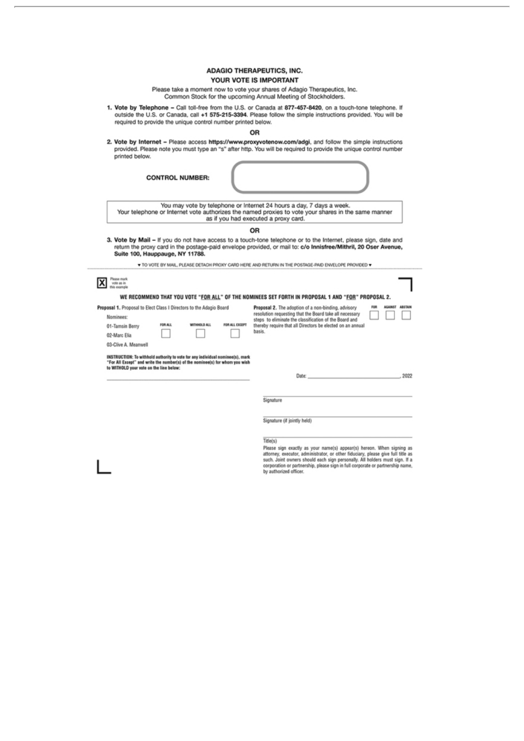**ADAGIO THERAPEUTICS, INC.**

**YOUR VOTE IS IMPORTANT**

Please take a moment now to vote your shares of Adagio Therapeutics, Inc. Common Stock for the upcoming Annual Meeting of Stockholders.

1. **Vote by Telephone** – Call toll-free from the U.S. or Canada at **877-457-8420**, on a touch-tone telephone. If outside the U.S. or Canada, call **+1 575-215-3394**. Please follow the simple instructions provided. You will be required to provide the unique control number printed below.

**OR**

2. **Vote by Internet** – Please access **https://www.proxyvotenow.com/adgi**, and follow the simple instructions provided. Please note you must type an "s" after http. You will be required to provide the unique control number printed below.

**CONTROL NUMBER:**

You may vote by telephone or Internet 24 hours a day, 7 days a week.
Your telephone or Internet vote authorizes the named proxies to vote your shares in the same manner as if you had executed a proxy card.

**OR**

3. **Vote by Mail** – If you do not have access to a touch-tone telephone or to the Internet, please sign, date and return the proxy card in the postage-paid envelope provided, or mail to: **c/o Innisfree/Mithril, 20 Oser Avenue, Suite 100, Hauppauge, NY 11788.**

▼ TO VOTE BY MAIL, PLEASE DETACH PROXY CARD HERE AND RETURN IN THE POSTAGE-PAID ENVELOPE PROVIDED ▼

☒ Please mark vote as in this example

**WE RECOMMEND THAT YOU VOTE "FOR ALL" OF THE NOMINEES SET FORTH IN PROPOSAL 1 AND "FOR" PROPOSAL 2.**

**Proposal 1.** Proposal to Elect Class I Directors to the Adagio Board

Nominees:

01-Tamsin Berry

02-Marc Elia

03-Clive A. Meanwell

| FOR ALL | WITHHOLD ALL | FOR ALL EXCEPT |
|---|---|---|
| ☐ | ☐ | ☐ |

**INSTRUCTION: To withhold authority to vote for any individual nominee(s), mark "For All Except" and write the number(s) of the nominee(s) for whom you wish to WITHOLD your vote on the line below:**

\_\_\_\_\_\_\_\_\_\_\_\_\_\_\_\_\_\_\_\_\_\_\_\_\_\_\_\_\_\_\_\_\_\_\_\_

**Proposal 2.** The adoption of a non-binding, advisory resolution requesting that the Board take all necessary steps to eliminate the classification of the Board and thereby require that all Directors be elected on an annual basis.

| FOR | AGAINST | ABSTAIN |
|---|---|---|
| ☐ | ☐ | ☐ |

Date: \_\_\_\_\_\_\_\_\_\_\_\_\_\_\_\_\_\_\_\_\_\_\_\_, 2022

\_\_\_\_\_\_\_\_\_\_\_\_\_\_\_\_\_\_\_\_\_\_\_\_\_\_\_\_\_\_\_\_\_\_\_\_

Signature

\_\_\_\_\_\_\_\_\_\_\_\_\_\_\_\_\_\_\_\_\_\_\_\_\_\_\_\_\_\_\_\_\_\_\_\_

Signature (if jointly held)

\_\_\_\_\_\_\_\_\_\_\_\_\_\_\_\_\_\_\_\_\_\_\_\_\_\_\_\_\_\_\_\_\_\_\_\_

Title(s)

Please sign exactly as your name(s) appear(s) hereon. When signing as attorney, executor, administrator, or other fiduciary, please give full title as such. Joint owners should each sign personally. All holders must sign. If a corporation or partnership, please sign in full corporate or partnership name, by authorized officer.